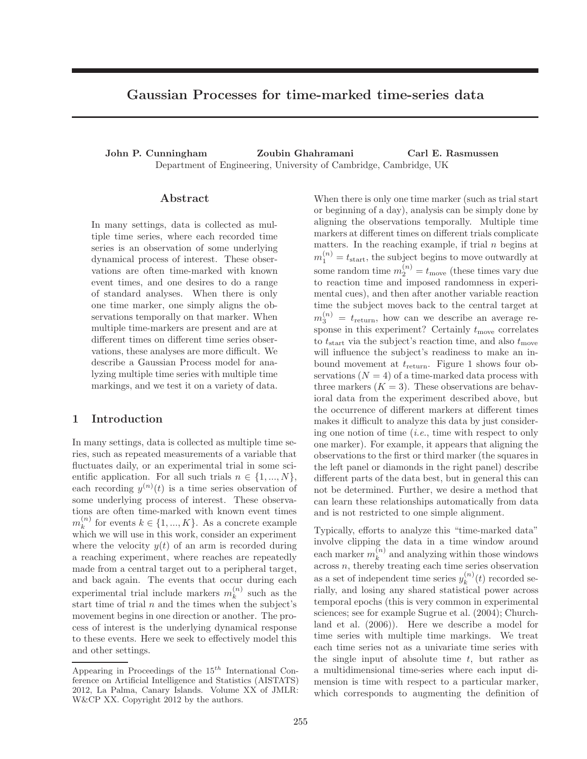# Gaussian Processes for time-marked time-series data

**John P. Cunningham** **Zoubin Ghahramani** **Carl E. Rasmussen**
Department of Engineering, University of Cambridge, Cambridge, UK

## Abstract

In many settings, data is collected as multiple time series, where each recorded time series is an observation of some underlying dynamical process of interest. These observations are often time-marked with known event times, and one desires to do a range of standard analyses. When there is only one time marker, one simply aligns the observations temporally on that marker. When multiple time-markers are present and are at different times on different time series observations, these analyses are more difficult. We describe a Gaussian Process model for analyzing multiple time series with multiple time markings, and we test it on a variety of data.

## 1 Introduction

In many settings, data is collected as multiple time series, such as repeated measurements of a variable that fluctuates daily, or an experimental trial in some scientific application. For all such trials $n \in \{1, ..., N\}$, each recording $y^{(n)}(t)$ is a time series observation of some underlying process of interest. These observations are often time-marked with known event times $m_k^{(n)}$ for events $k \in \{1, ..., K\}$. As a concrete example which we will use in this work, consider an experiment where the velocity $y(t)$ of an arm is recorded during a reaching experiment, where reaches are repeatedly made from a central target out to a peripheral target, and back again. The events that occur during each experimental trial include markers $m_k^{(n)}$ such as the start time of trial $n$ and the times when the subject's movement begins in one direction or another. The process of interest is the underlying dynamical response to these events. Here we seek to effectively model this and other settings.

When there is only one time marker (such as trial start or beginning of a day), analysis can be simply done by aligning the observations temporally. Multiple time markers at different times on different trials complicate matters. In the reaching example, if trial $n$ begins at $m_1^{(n)} = t_{\text{start}}$, the subject begins to move outwardly at some random time $m_2^{(n)} = t_{\text{move}}$ (these times vary due to reaction time and imposed randomness in experimental cues), and then after another variable reaction time the subject moves back to the central target at $m_3^{(n)} = t_{\text{return}}$, how can we describe an average response in this experiment? Certainly $t_{\text{move}}$ correlates to $t_{\text{start}}$ via the subject's reaction time, and also $t_{\text{move}}$ will influence the subject's readiness to make an inbound movement at $t_{\text{return}}$. Figure 1 shows four observations ($N = 4$) of a time-marked data process with three markers ($K = 3$). These observations are behavioral data from the experiment described above, but the occurrence of different markers at different times makes it difficult to analyze this data by just considering one notion of time (*i.e.*, time with respect to only one marker). For example, it appears that aligning the observations to the first or third marker (the squares in the left panel or diamonds in the right panel) describe different parts of the data best, but in general this can not be determined. Further, we desire a method that can learn these relationships automatically from data and is not restricted to one simple alignment.

Typically, efforts to analyze this "time-marked data" involve clipping the data in a time window around each marker $m_k^{(n)}$ and analyzing within those windows across $n$, thereby treating each time series observation as a set of independent time series $y_k^{(n)}(t)$ recorded serially, and losing any shared statistical power across temporal epochs (this is very common in experimental sciences; see for example Sugrue et al. (2004); Churchland et al. (2006)). Here we describe a model for time series with multiple time markings. We treat each time series not as a univariate time series with the single input of absolute time $t$, but rather as a multidimensional time-series where each input dimension is time with respect to a particular marker, which corresponds to augmenting the definition of

Appearing in Proceedings of the $15^{th}$ International Conference on Artificial Intelligence and Statistics (AISTATS) 2012, La Palma, Canary Islands. Volume XX of JMLR: W&CP XX. Copyright 2012 by the authors.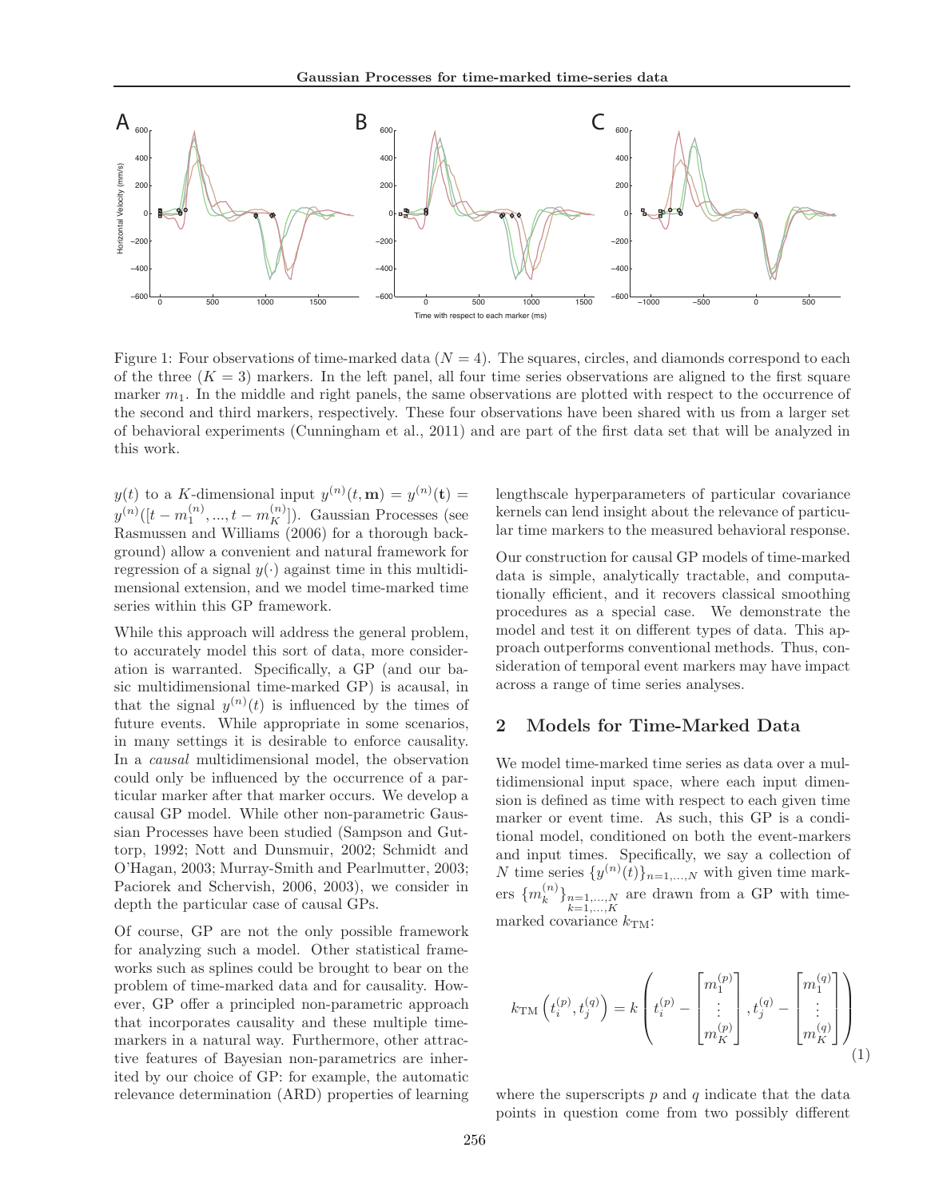Figure 1: Four observations of time-marked data ($N = 4$). The squares, circles, and diamonds correspond to each of the three ($K = 3$) markers. In the left panel, all four time series observations are aligned to the first square marker $m_1$. In the middle and right panels, the same observations are plotted with respect to the occurrence of the second and third markers, respectively. These four observations have been shared with us from a larger set of behavioral experiments (Cunningham et al., 2011) and are part of the first data set that will be analyzed in this work.

$y(t)$ to a $K$-dimensional input $y^{(n)}(t, \mathbf{m}) = y^{(n)}(\mathbf{t}) = y^{(n)}([t - m_1^{(n)}, ..., t - m_K^{(n)}])$. Gaussian Processes (see Rasmussen and Williams (2006) for a thorough background) allow a convenient and natural framework for regression of a signal $y(\cdot)$ against time in this multidimensional extension, and we model time-marked time series within this GP framework.

While this approach will address the general problem, to accurately model this sort of data, more consideration is warranted. Specifically, a GP (and our basic multidimensional time-marked GP) is acausal, in that the signal $y^{(n)}(t)$ is influenced by the times of future events. While appropriate in some scenarios, in many settings it is desirable to enforce causality. In a *causal* multidimensional model, the observation could only be influenced by the occurrence of a particular marker after that marker occurs. We develop a causal GP model. While other non-parametric Gaussian Processes have been studied (Sampson and Guttorp, 1992; Nott and Dunsmuir, 2002; Schmidt and O'Hagan, 2003; Murray-Smith and Pearlmutter, 2003; Paciorek and Schervish, 2006, 2003), we consider in depth the particular case of causal GPs.

Of course, GP are not the only possible framework for analyzing such a model. Other statistical frameworks such as splines could be brought to bear on the problem of time-marked data and for causality. However, GP offer a principled non-parametric approach that incorporates causality and these multiple time-markers in a natural way. Furthermore, other attractive features of Bayesian non-parametrics are inherited by our choice of GP: for example, the automatic relevance determination (ARD) properties of learning lengthscale hyperparameters of particular covariance kernels can lend insight about the relevance of particular time markers to the measured behavioral response.

Our construction for causal GP models of time-marked data is simple, analytically tractable, and computationally efficient, and it recovers classical smoothing procedures as a special case. We demonstrate the model and test it on different types of data. This approach outperforms conventional methods. Thus, consideration of temporal event markers may have impact across a range of time series analyses.

## 2 Models for Time-Marked Data

We model time-marked time series as data over a multidimensional input space, where each input dimension is defined as time with respect to each given time marker or event time. As such, this GP is a conditional model, conditioned on both the event-markers and input times. Specifically, we say a collection of $N$ time series $\{y^{(n)}(t)\}_{n=1,...,N}$ with given time markers $\{m_k^{(n)}\}_{\substack{n=1,...,N \\ k=1,...,K}}$ are drawn from a GP with time-marked covariance $k_{\text{TM}}$:

$$k_{\text{TM}}\left(t_i^{(p)}, t_j^{(q)}\right) = k\left(t_i^{(p)} - \begin{bmatrix} m_1^{(p)} \\ \vdots \\ m_K^{(p)} \end{bmatrix}, t_j^{(q)} - \begin{bmatrix} m_1^{(q)} \\ \vdots \\ m_K^{(q)} \end{bmatrix}\right) \tag{1}$$

where the superscripts $p$ and $q$ indicate that the data points in question come from two possibly different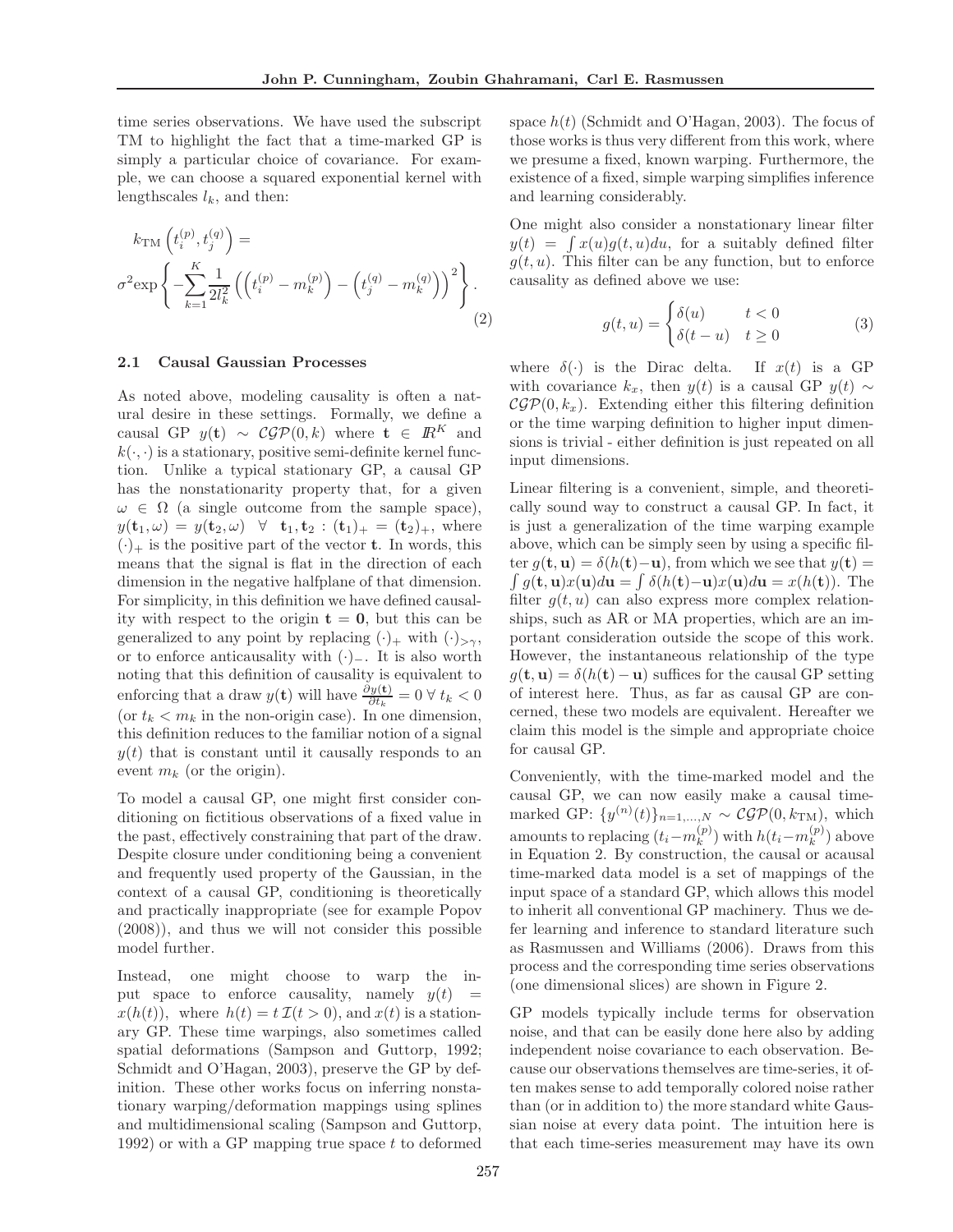time series observations. We have used the subscript TM to highlight the fact that a time-marked GP is simply a particular choice of covariance. For example, we can choose a squared exponential kernel with lengthscales $l_k$, and then:

$$k_{\mathrm{TM}}\left(t_i^{(p)}, t_j^{(q)}\right) = \sigma^2 \exp\left\{-\sum_{k=1}^{K} \frac{1}{2l_k^2}\left(\left(t_i^{(p)} - m_k^{(p)}\right) - \left(t_j^{(q)} - m_k^{(q)}\right)\right)^2\right\}. \tag{2}$$

### 2.1 Causal Gaussian Processes

As noted above, modeling causality is often a natural desire in these settings. Formally, we define a causal GP $y(\mathbf{t}) \sim \mathcal{CGP}(0, k)$ where $\mathbf{t} \in \mathbb{R}^K$ and $k(\cdot,\cdot)$ is a stationary, positive semi-definite kernel function. Unlike a typical stationary GP, a causal GP has the nonstationarity property that, for a given $\omega \in \Omega$ (a single outcome from the sample space), $y(\mathbf{t}_1, \omega) = y(\mathbf{t}_2, \omega) \;\; \forall \;\; \mathbf{t}_1, \mathbf{t}_2 : (\mathbf{t}_1)_+ = (\mathbf{t}_2)_+$, where $(\cdot)_+$ is the positive part of the vector $\mathbf{t}$. In words, this means that the signal is flat in the direction of each dimension in the negative halfplane of that dimension. For simplicity, in this definition we have defined causality with respect to the origin $\mathbf{t} = \mathbf{0}$, but this can be generalized to any point by replacing $(\cdot)_+$ with $(\cdot)_{>\gamma}$, or to enforce anticausality with $(\cdot)_-$. It is also worth noting that this definition of causality is equivalent to enforcing that a draw $y(\mathbf{t})$ will have $\frac{\partial y(\mathbf{t})}{\partial t_k} = 0 \;\forall\; t_k < 0$ (or $t_k < m_k$ in the non-origin case). In one dimension, this definition reduces to the familiar notion of a signal $y(t)$ that is constant until it causally responds to an event $m_k$ (or the origin).

To model a causal GP, one might first consider conditioning on fictitious observations of a fixed value in the past, effectively constraining that part of the draw. Despite closure under conditioning being a convenient and frequently used property of the Gaussian, in the context of a causal GP, conditioning is theoretically and practically inappropriate (see for example Popov (2008)), and thus we will not consider this possible model further.

Instead, one might choose to warp the input space to enforce causality, namely $y(t) = x(h(t))$, where $h(t) = t\,\mathcal{I}(t > 0)$, and $x(t)$ is a stationary GP. These time warpings, also sometimes called spatial deformations (Sampson and Guttorp, 1992; Schmidt and O'Hagan, 2003), preserve the GP by definition. These other works focus on inferring nonstationary warping/deformation mappings using splines and multidimensional scaling (Sampson and Guttorp, 1992) or with a GP mapping true space $t$ to deformed space $h(t)$ (Schmidt and O'Hagan, 2003). The focus of those works is thus very different from this work, where we presume a fixed, known warping. Furthermore, the existence of a fixed, simple warping simplifies inference and learning considerably.

One might also consider a nonstationary linear filter $y(t) = \int x(u) g(t,u) du$, for a suitably defined filter $g(t,u)$. This filter can be any function, but to enforce causality as defined above we use:

$$g(t,u) = \begin{cases} \delta(u) & t < 0 \\ \delta(t-u) & t \geq 0 \end{cases} \tag{3}$$

where $\delta(\cdot)$ is the Dirac delta. If $x(t)$ is a GP with covariance $k_x$, then $y(t)$ is a causal GP $y(t) \sim \mathcal{CGP}(0, k_x)$. Extending either this filtering definition or the time warping definition to higher input dimensions is trivial - either definition is just repeated on all input dimensions.

Linear filtering is a convenient, simple, and theoretically sound way to construct a causal GP. In fact, it is just a generalization of the time warping example above, which can be simply seen by using a specific filter $g(\mathbf{t}, \mathbf{u}) = \delta(h(\mathbf{t}) - \mathbf{u})$, from which we see that $y(\mathbf{t}) = \int g(\mathbf{t}, \mathbf{u}) x(\mathbf{u}) d\mathbf{u} = \int \delta(h(\mathbf{t}) - \mathbf{u}) x(\mathbf{u}) d\mathbf{u} = x(h(\mathbf{t}))$. The filter $g(t,u)$ can also express more complex relationships, such as AR or MA properties, which are an important consideration outside the scope of this work. However, the instantaneous relationship of the type $g(\mathbf{t}, \mathbf{u}) = \delta(h(\mathbf{t}) - \mathbf{u})$ suffices for the causal GP setting of interest here. Thus, as far as causal GP are concerned, these two models are equivalent. Hereafter we claim this model is the simple and appropriate choice for causal GP.

Conveniently, with the time-marked model and the causal GP, we can now easily make a causal time-marked GP: $\{y^{(n)}(t)\}_{n=1,\ldots,N} \sim \mathcal{CGP}(0, k_{\mathrm{TM}})$, which amounts to replacing $(t_i - m_k^{(p)})$ with $h(t_i - m_k^{(p)})$ above in Equation 2. By construction, the causal or acausal time-marked data model is a set of mappings of the input space of a standard GP, which allows this model to inherit all conventional GP machinery. Thus we defer learning and inference to standard literature such as Rasmussen and Williams (2006). Draws from this process and the corresponding time series observations (one dimensional slices) are shown in Figure 2.

GP models typically include terms for observation noise, and that can be easily done here also by adding independent noise covariance to each observation. Because our observations themselves are time-series, it often makes sense to add temporally colored noise rather than (or in addition to) the more standard white Gaussian noise at every data point. The intuition here is that each time-series measurement may have its own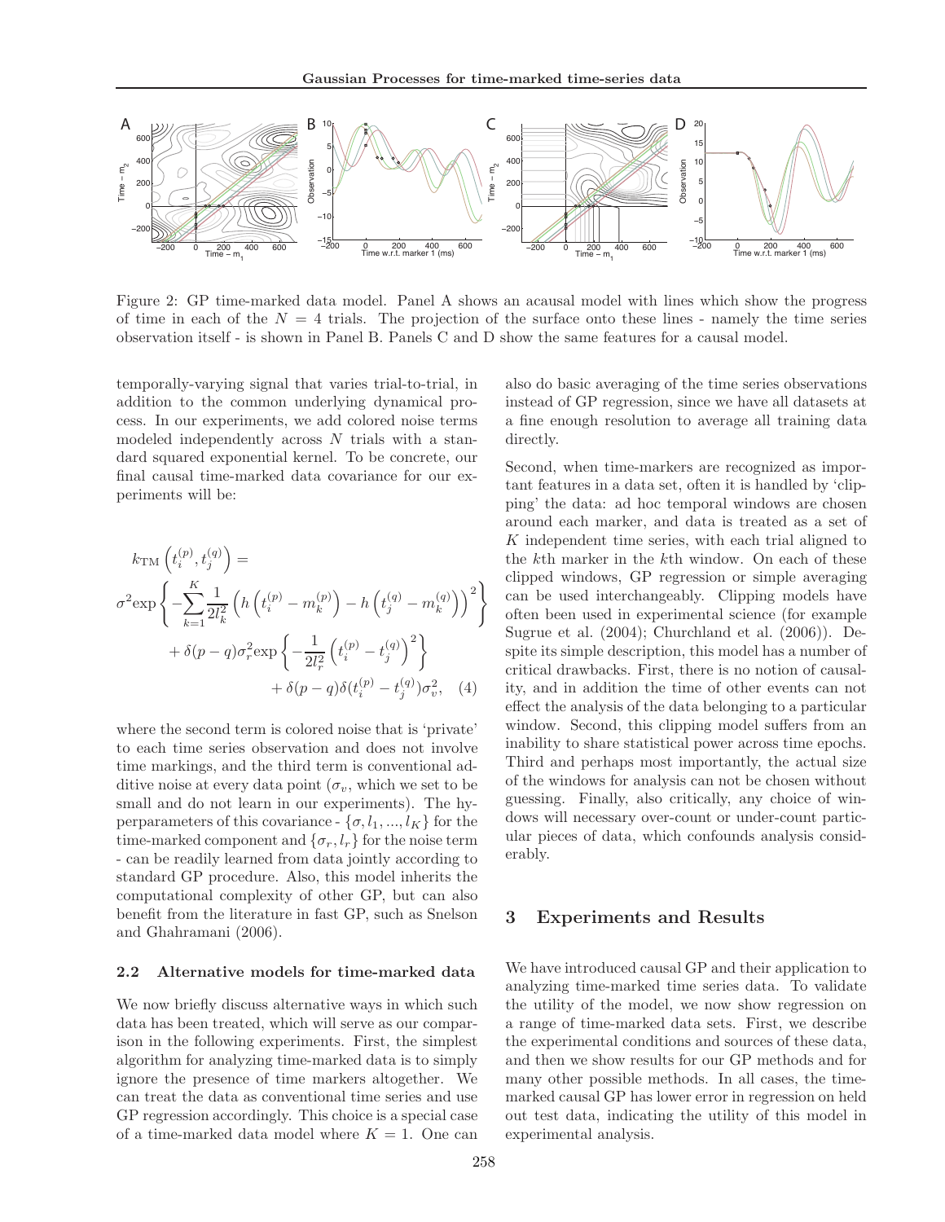Figure 2: GP time-marked data model. Panel A shows an acausal model with lines which show the progress of time in each of the $N = 4$ trials. The projection of the surface onto these lines - namely the time series observation itself - is shown in Panel B. Panels C and D show the same features for a causal model.

temporally-varying signal that varies trial-to-trial, in addition to the common underlying dynamical process. In our experiments, we add colored noise terms modeled independently across $N$ trials with a standard squared exponential kernel. To be concrete, our final causal time-marked data covariance for our experiments will be:

$$
\begin{aligned}
&k_{\text{TM}}\left(t_i^{(p)}, t_j^{(q)}\right) = \\
&\sigma^2 \exp\left\{-\sum_{k=1}^{K} \frac{1}{2l_k^2}\left(h\left(t_i^{(p)} - m_k^{(p)}\right) - h\left(t_j^{(q)} - m_k^{(q)}\right)\right)^2\right\} \\
&\qquad + \delta(p-q)\sigma_r^2 \exp\left\{-\frac{1}{2l_r^2}\left(t_i^{(p)} - t_j^{(q)}\right)^2\right\} \\
&\qquad\qquad + \delta(p-q)\delta(t_i^{(p)} - t_j^{(q)})\sigma_v^2, \quad (4)
\end{aligned}
$$

where the second term is colored noise that is 'private' to each time series observation and does not involve time markings, and the third term is conventional additive noise at every data point ($\sigma_v$, which we set to be small and do not learn in our experiments). The hyperparameters of this covariance - $\{\sigma, l_1, ..., l_K\}$ for the time-marked component and $\{\sigma_r, l_r\}$ for the noise term - can be readily learned from data jointly according to standard GP procedure. Also, this model inherits the computational complexity of other GP, but can also benefit from the literature in fast GP, such as Snelson and Ghahramani (2006).

### 2.2 Alternative models for time-marked data

We now briefly discuss alternative ways in which such data has been treated, which will serve as our comparison in the following experiments. First, the simplest algorithm for analyzing time-marked data is to simply ignore the presence of time markers altogether. We can treat the data as conventional time series and use GP regression accordingly. This choice is a special case of a time-marked data model where $K = 1$. One can also do basic averaging of the time series observations instead of GP regression, since we have all datasets at a fine enough resolution to average all training data directly.

Second, when time-markers are recognized as important features in a data set, often it is handled by 'clipping' the data: ad hoc temporal windows are chosen around each marker, and data is treated as a set of $K$ independent time series, with each trial aligned to the $k$th marker in the $k$th window. On each of these clipped windows, GP regression or simple averaging can be used interchangeably. Clipping models have often been used in experimental science (for example Sugrue et al. (2004); Churchland et al. (2006)). Despite its simple description, this model has a number of critical drawbacks. First, there is no notion of causality, and in addition the time of other events can not effect the analysis of the data belonging to a particular window. Second, this clipping model suffers from an inability to share statistical power across time epochs. Third and perhaps most importantly, the actual size of the windows for analysis can not be chosen without guessing. Finally, also critically, any choice of windows will necessary over-count or under-count particular pieces of data, which confounds analysis considerably.

## 3 Experiments and Results

We have introduced causal GP and their application to analyzing time-marked time series data. To validate the utility of the model, we now show regression on a range of time-marked data sets. First, we describe the experimental conditions and sources of these data, and then we show results for our GP methods and for many other possible methods. In all cases, the time-marked causal GP has lower error in regression on held out test data, indicating the utility of this model in experimental analysis.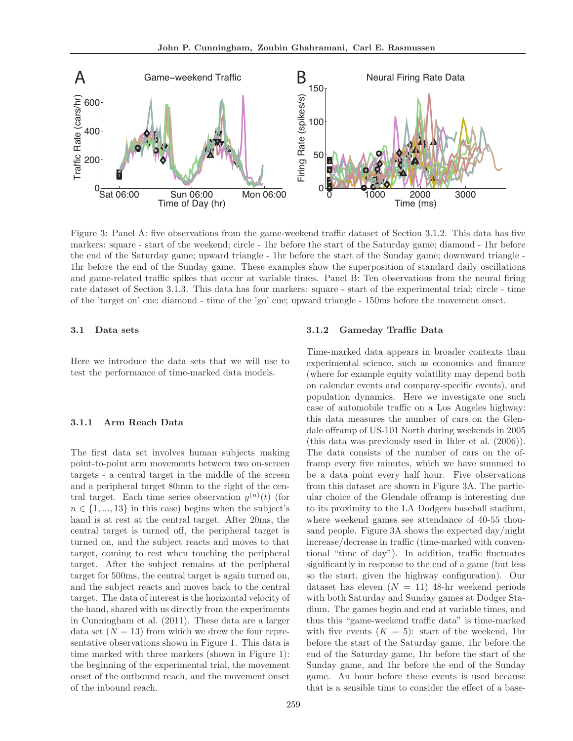Figure 3: Panel A: five observations from the game-weekend traffic dataset of Section 3.1.2. This data has five markers: square - start of the weekend; circle - 1hr before the start of the Saturday game; diamond - 1hr before the end of the Saturday game; upward triangle - 1hr before the start of the Sunday game; downward triangle - 1hr before the end of the Sunday game. These examples show the superposition of standard daily oscillations and game-related traffic spikes that occur at variable times. Panel B: Ten observations from the neural firing rate dataset of Section 3.1.3. This data has four markers: square - start of the experimental trial; circle - time of the 'target on' cue; diamond - time of the 'go' cue; upward triangle - 150ms before the movement onset.

### 3.1 Data sets

Here we introduce the data sets that we will use to test the performance of time-marked data models.

#### 3.1.1 Arm Reach Data

The first data set involves human subjects making point-to-point arm movements between two on-screen targets - a central target in the middle of the screen and a peripheral target 80mm to the right of the central target. Each time series observation $y^{(n)}(t)$ (for $n \in \{1, ..., 13\}$ in this case) begins when the subject's hand is at rest at the central target. After 20ms, the central target is turned off, the peripheral target is turned on, and the subject reacts and moves to that target, coming to rest when touching the peripheral target. After the subject remains at the peripheral target for 500ms, the central target is again turned on, and the subject reacts and moves back to the central target. The data of interest is the horizontal velocity of the hand, shared with us directly from the experiments in Cunningham et al. (2011). These data are a larger data set ($N = 13$) from which we drew the four representative observations shown in Figure 1. This data is time marked with three markers (shown in Figure 1): the beginning of the experimental trial, the movement onset of the outbound reach, and the movement onset of the inbound reach.

#### 3.1.2 Gameday Traffic Data

Time-marked data appears in broader contexts than experimental science, such as economics and finance (where for example equity volatility may depend both on calendar events and company-specific events), and population dynamics. Here we investigate one such case of automobile traffic on a Los Angeles highway: this data measures the number of cars on the Glendale offramp of US-101 North during weekends in 2005 (this data was previously used in Ihler et al. (2006)). The data consists of the number of cars on the offramp every five minutes, which we have summed to be a data point every half hour. Five observations from this dataset are shown in Figure 3A. The particular choice of the Glendale offramp is interesting due to its proximity to the LA Dodgers baseball stadium, where weekend games see attendance of 40-55 thousand people. Figure 3A shows the expected day/night increase/decrease in traffic (time-marked with conventional "time of day"). In addition, traffic fluctuates significantly in response to the end of a game (but less so the start, given the highway configuration). Our dataset has eleven ($N = 11$) 48-hr weekend periods with both Saturday and Sunday games at Dodger Stadium. The games begin and end at variable times, and thus this "game-weekend traffic data" is time-marked with five events ($K = 5$): start of the weekend, 1hr before the start of the Saturday game, 1hr before the end of the Saturday game, 1hr before the start of the Sunday game, and 1hr before the end of the Sunday game. An hour before these events is used because that is a sensible time to consider the effect of a base-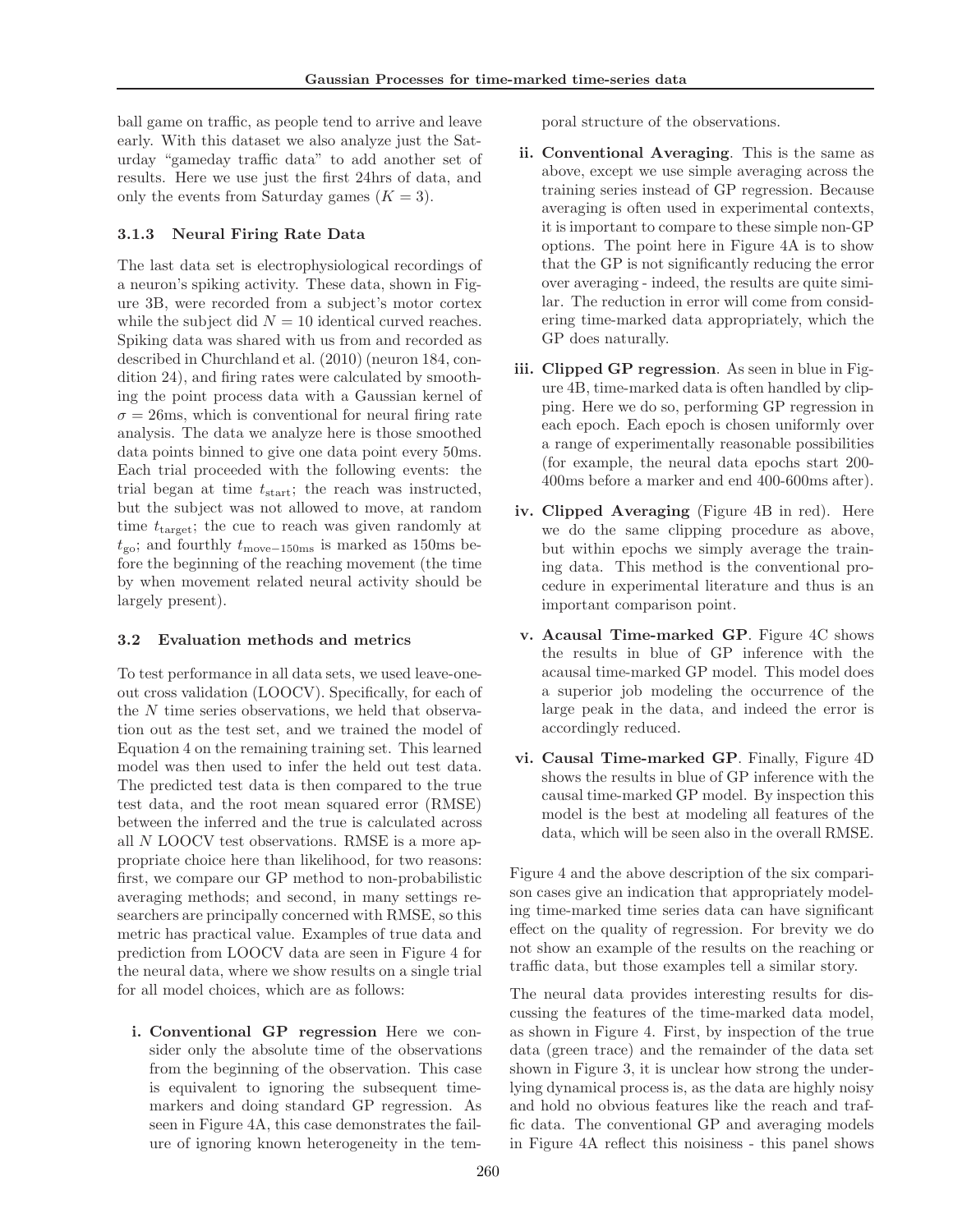ball game on traffic, as people tend to arrive and leave early. With this dataset we also analyze just the Saturday "gameday traffic data" to add another set of results. Here we use just the first 24hrs of data, and only the events from Saturday games ($K = 3$).

### 3.1.3 Neural Firing Rate Data

The last data set is electrophysiological recordings of a neuron's spiking activity. These data, shown in Figure 3B, were recorded from a subject's motor cortex while the subject did $N = 10$ identical curved reaches. Spiking data was shared with us from and recorded as described in Churchland et al. (2010) (neuron 184, condition 24), and firing rates were calculated by smoothing the point process data with a Gaussian kernel of $\sigma = 26$ms, which is conventional for neural firing rate analysis. The data we analyze here is those smoothed data points binned to give one data point every 50ms. Each trial proceeded with the following events: the trial began at time $t_{\text{start}}$; the reach was instructed, but the subject was not allowed to move, at random time $t_{\text{target}}$; the cue to reach was given randomly at $t_{\text{go}}$; and fourthly $t_{\text{move}-150\text{ms}}$ is marked as 150ms before the beginning of the reaching movement (the time by when movement related neural activity should be largely present).

## 3.2 Evaluation methods and metrics

To test performance in all data sets, we used leave-one-out cross validation (LOOCV). Specifically, for each of the $N$ time series observations, we held that observation out as the test set, and we trained the model of Equation 4 on the remaining training set. This learned model was then used to infer the held out test data. The predicted test data is then compared to the true test data, and the root mean squared error (RMSE) between the inferred and the true is calculated across all $N$ LOOCV test observations. RMSE is a more appropriate choice here than likelihood, for two reasons: first, we compare our GP method to non-probabilistic averaging methods; and second, in many settings researchers are principally concerned with RMSE, so this metric has practical value. Examples of true data and prediction from LOOCV data are seen in Figure 4 for the neural data, where we show results on a single trial for all model choices, which are as follows:

i. **Conventional GP regression** Here we consider only the absolute time of the observations from the beginning of the observation. This case is equivalent to ignoring the subsequent time-markers and doing standard GP regression. As seen in Figure 4A, this case demonstrates the failure of ignoring known heterogeneity in the temporal structure of the observations.

ii. **Conventional Averaging**. This is the same as above, except we use simple averaging across the training series instead of GP regression. Because averaging is often used in experimental contexts, it is important to compare to these simple non-GP options. The point here in Figure 4A is to show that the GP is not significantly reducing the error over averaging - indeed, the results are quite similar. The reduction in error will come from considering time-marked data appropriately, which the GP does naturally.

iii. **Clipped GP regression**. As seen in blue in Figure 4B, time-marked data is often handled by clipping. Here we do so, performing GP regression in each epoch. Each epoch is chosen uniformly over a range of experimentally reasonable possibilities (for example, the neural data epochs start 200-400ms before a marker and end 400-600ms after).

iv. **Clipped Averaging** (Figure 4B in red). Here we do the same clipping procedure as above, but within epochs we simply average the training data. This method is the conventional procedure in experimental literature and thus is an important comparison point.

v. **Acausal Time-marked GP**. Figure 4C shows the results in blue of GP inference with the acausal time-marked GP model. This model does a superior job modeling the occurrence of the large peak in the data, and indeed the error is accordingly reduced.

vi. **Causal Time-marked GP**. Finally, Figure 4D shows the results in blue of GP inference with the causal time-marked GP model. By inspection this model is the best at modeling all features of the data, which will be seen also in the overall RMSE.

Figure 4 and the above description of the six comparison cases give an indication that appropriately modeling time-marked time series data can have significant effect on the quality of regression. For brevity we do not show an example of the results on the reaching or traffic data, but those examples tell a similar story.

The neural data provides interesting results for discussing the features of the time-marked data model, as shown in Figure 4. First, by inspection of the true data (green trace) and the remainder of the data set shown in Figure 3, it is unclear how strong the underlying dynamical process is, as the data are highly noisy and hold no obvious features like the reach and traffic data. The conventional GP and averaging models in Figure 4A reflect this noisiness - this panel shows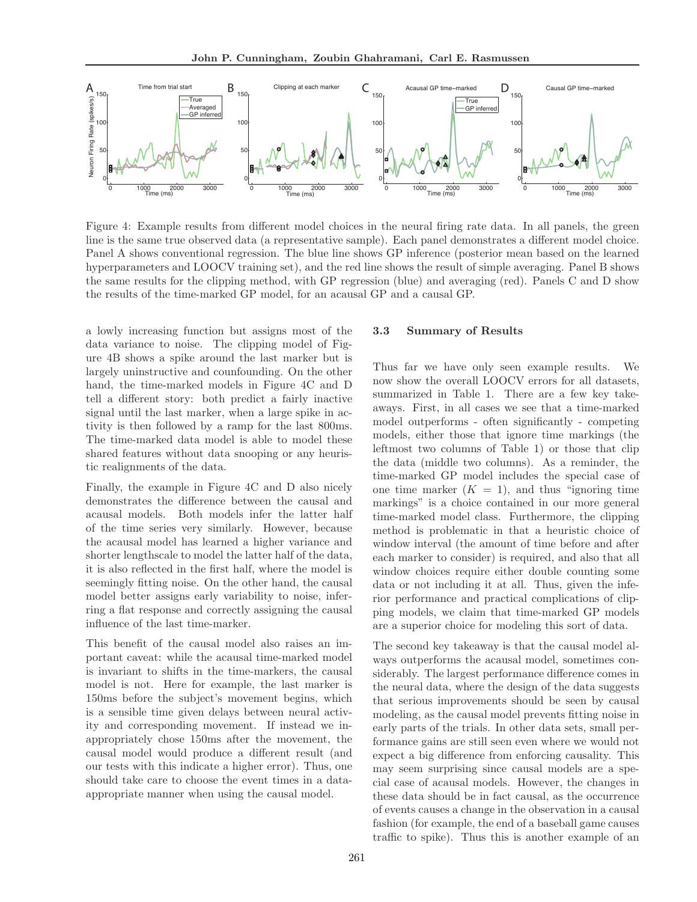Figure 4: Example results from different model choices in the neural firing rate data. In all panels, the green line is the same true observed data (a representative sample). Each panel demonstrates a different model choice. Panel A shows conventional regression. The blue line shows GP inference (posterior mean based on the learned hyperparameters and LOOCV training set), and the red line shows the result of simple averaging. Panel B shows the same results for the clipping method, with GP regression (blue) and averaging (red). Panels C and D show the results of the time-marked GP model, for an acausal GP and a causal GP.

a lowly increasing function but assigns most of the data variance to noise. The clipping model of Figure 4B shows a spike around the last marker but is largely uninstructive and counfounding. On the other hand, the time-marked models in Figure 4C and D tell a different story: both predict a fairly inactive signal until the last marker, when a large spike in activity is then followed by a ramp for the last 800ms. The time-marked data model is able to model these shared features without data snooping or any heuristic realignments of the data.

Finally, the example in Figure 4C and D also nicely demonstrates the difference between the causal and acausal models. Both models infer the latter half of the time series very similarly. However, because the acausal model has learned a higher variance and shorter lengthscale to model the latter half of the data, it is also reflected in the first half, where the model is seemingly fitting noise. On the other hand, the causal model better assigns early variability to noise, inferring a flat response and correctly assigning the causal influence of the last time-marker.

This benefit of the causal model also raises an important caveat: while the acausal time-marked model is invariant to shifts in the time-markers, the causal model is not. Here for example, the last marker is 150ms before the subject's movement begins, which is a sensible time given delays between neural activity and corresponding movement. If instead we inappropriately chose 150ms after the movement, the causal model would produce a different result (and our tests with this indicate a higher error). Thus, one should take care to choose the event times in a data-appropriate manner when using the causal model.

### 3.3 Summary of Results

Thus far we have only seen example results. We now show the overall LOOCV errors for all datasets, summarized in Table 1. There are a few key takeaways. First, in all cases we see that a time-marked model outperforms - often significantly - competing models, either those that ignore time markings (the leftmost two columns of Table 1) or those that clip the data (middle two columns). As a reminder, the time-marked GP model includes the special case of one time marker ($K = 1$), and thus "ignoring time markings" is a choice contained in our more general time-marked model class. Furthermore, the clipping method is problematic in that a heuristic choice of window interval (the amount of time before and after each marker to consider) is required, and also that all window choices require either double counting some data or not including it at all. Thus, given the inferior performance and practical complications of clipping models, we claim that time-marked GP models are a superior choice for modeling this sort of data.

The second key takeaway is that the causal model always outperforms the acausal model, sometimes considerably. The largest performance difference comes in the neural data, where the design of the data suggests that serious improvements should be seen by causal modeling, as the causal model prevents fitting noise in early parts of the trials. In other data sets, small performance gains are still seen even where we would not expect a big difference from enforcing causality. This may seem surprising since causal models are a special case of acausal models. However, the changes in these data should be in fact causal, as the occurrence of events causes a change in the observation in a causal fashion (for example, the end of a baseball game causes traffic to spike). Thus this is another example of an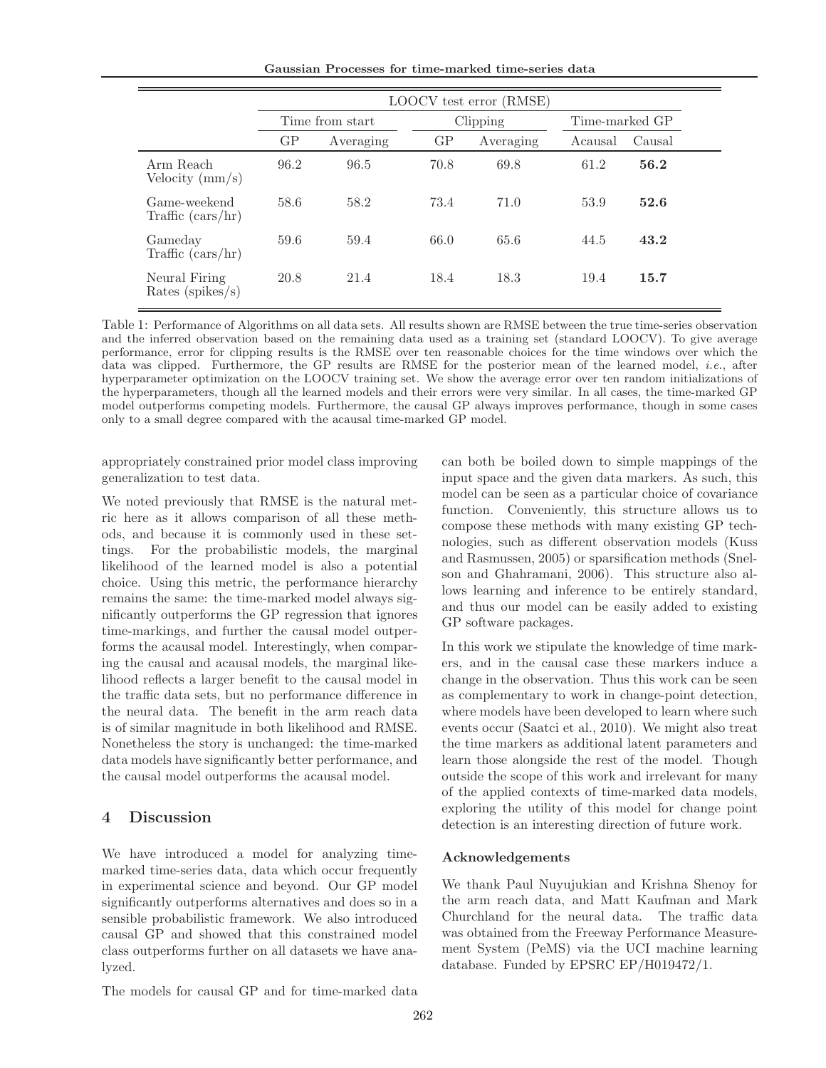| | LOOCV test error (RMSE) | | | | | |
|---|---|---|---|---|---|---|
| | Time from start | | Clipping | | Time-marked GP | |
| | GP | Averaging | GP | Averaging | Acausal | Causal |
| Arm Reach Velocity (mm/s) | 96.2 | 96.5 | 70.8 | 69.8 | 61.2 | **56.2** |
| Game-weekend Traffic (cars/hr) | 58.6 | 58.2 | 73.4 | 71.0 | 53.9 | **52.6** |
| Gameday Traffic (cars/hr) | 59.6 | 59.4 | 66.0 | 65.6 | 44.5 | **43.2** |
| Neural Firing Rates (spikes/s) | 20.8 | 21.4 | 18.4 | 18.3 | 19.4 | **15.7** |

Table 1: Performance of Algorithms on all data sets. All results shown are RMSE between the true time-series observation and the inferred observation based on the remaining data used as a training set (standard LOOCV). To give average performance, error for clipping results is the RMSE over ten reasonable choices for the time windows over which the data was clipped. Furthermore, the GP results are RMSE for the posterior mean of the learned model, *i.e.*, after hyperparameter optimization on the LOOCV training set. We show the average error over ten random initializations of the hyperparameters, though all the learned models and their errors were very similar. In all cases, the time-marked GP model outperforms competing models. Furthermore, the causal GP always improves performance, though in some cases only to a small degree compared with the acausal time-marked GP model.

appropriately constrained prior model class improving generalization to test data.

We noted previously that RMSE is the natural metric here as it allows comparison of all these methods, and because it is commonly used in these settings. For the probabilistic models, the marginal likelihood of the learned model is also a potential choice. Using this metric, the performance hierarchy remains the same: the time-marked model always significantly outperforms the GP regression that ignores time-markings, and further the causal model outperforms the acausal model. Interestingly, when comparing the causal and acausal models, the marginal likelihood reflects a larger benefit to the causal model in the traffic data sets, but no performance difference in the neural data. The benefit in the arm reach data is of similar magnitude in both likelihood and RMSE. Nonetheless the story is unchanged: the time-marked data models have significantly better performance, and the causal model outperforms the acausal model.

## 4 Discussion

We have introduced a model for analyzing time-marked time-series data, data which occur frequently in experimental science and beyond. Our GP model significantly outperforms alternatives and does so in a sensible probabilistic framework. We also introduced causal GP and showed that this constrained model class outperforms further on all datasets we have analyzed.

The models for causal GP and for time-marked data can both be boiled down to simple mappings of the input space and the given data markers. As such, this model can be seen as a particular choice of covariance function. Conveniently, this structure allows us to compose these methods with many existing GP technologies, such as different observation models (Kuss and Rasmussen, 2005) or sparsification methods (Snelson and Ghahramani, 2006). This structure also allows learning and inference to be entirely standard, and thus our model can be easily added to existing GP software packages.

In this work we stipulate the knowledge of time markers, and in the causal case these markers induce a change in the observation. Thus this work can be seen as complementary to work in change-point detection, where models have been developed to learn where such events occur (Saatci et al., 2010). We might also treat the time markers as additional latent parameters and learn those alongside the rest of the model. Though outside the scope of this work and irrelevant for many of the applied contexts of time-marked data models, exploring the utility of this model for change point detection is an interesting direction of future work.

#### Acknowledgements

We thank Paul Nuyujukian and Krishna Shenoy for the arm reach data, and Matt Kaufman and Mark Churchland for the neural data. The traffic data was obtained from the Freeway Performance Measurement System (PeMS) via the UCI machine learning database. Funded by EPSRC EP/H019472/1.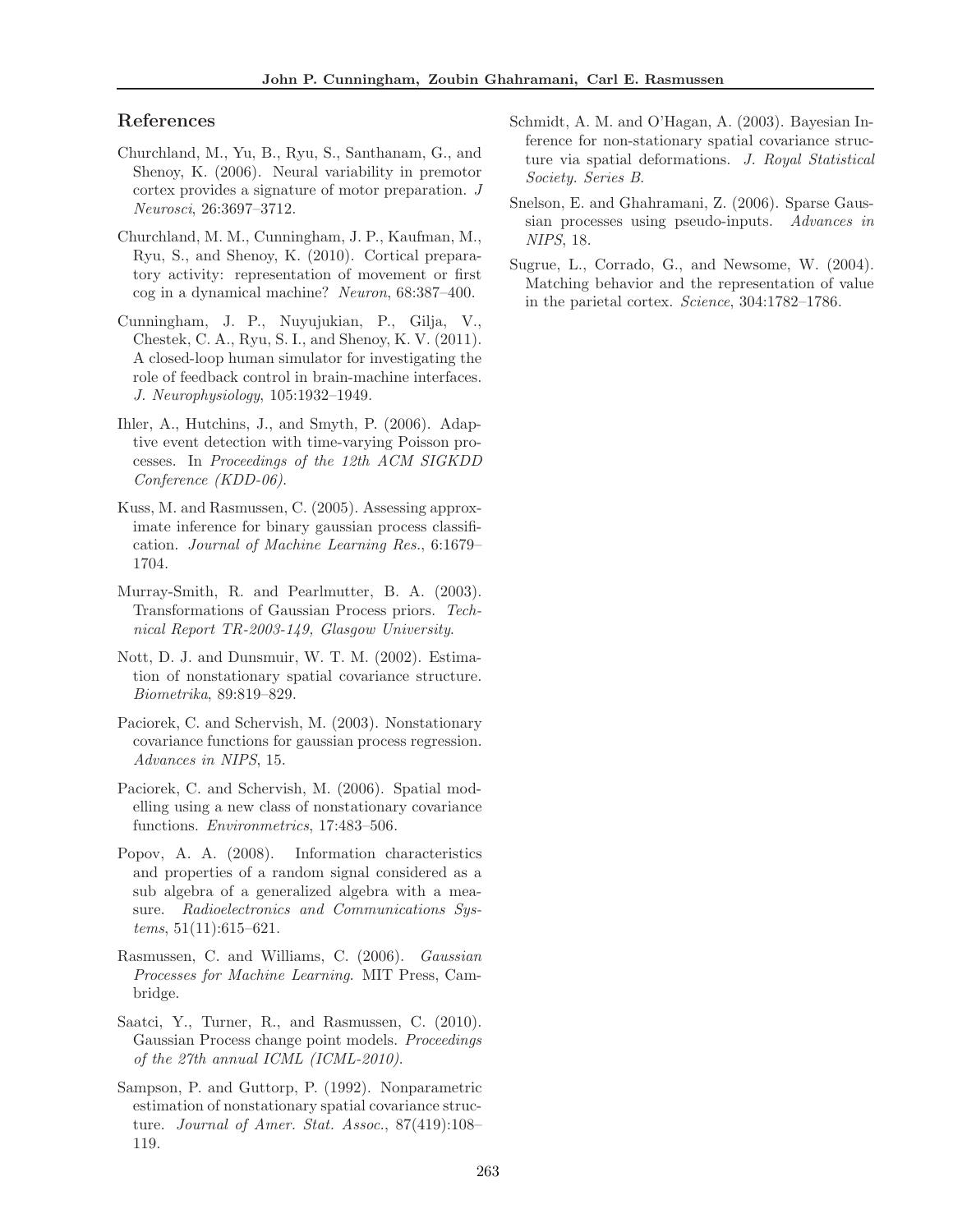## References

Churchland, M., Yu, B., Ryu, S., Santhanam, G., and Shenoy, K. (2006). Neural variability in premotor cortex provides a signature of motor preparation. *J Neurosci*, 26:3697–3712.

Churchland, M. M., Cunningham, J. P., Kaufman, M., Ryu, S., and Shenoy, K. (2010). Cortical preparatory activity: representation of movement or first cog in a dynamical machine? *Neuron*, 68:387–400.

Cunningham, J. P., Nuyujukian, P., Gilja, V., Chestek, C. A., Ryu, S. I., and Shenoy, K. V. (2011). A closed-loop human simulator for investigating the role of feedback control in brain-machine interfaces. *J. Neurophysiology*, 105:1932–1949.

Ihler, A., Hutchins, J., and Smyth, P. (2006). Adaptive event detection with time-varying Poisson processes. In *Proceedings of the 12th ACM SIGKDD Conference (KDD-06)*.

Kuss, M. and Rasmussen, C. (2005). Assessing approximate inference for binary gaussian process classification. *Journal of Machine Learning Res.*, 6:1679–1704.

Murray-Smith, R. and Pearlmutter, B. A. (2003). Transformations of Gaussian Process priors. *Technical Report TR-2003-149, Glasgow University*.

Nott, D. J. and Dunsmuir, W. T. M. (2002). Estimation of nonstationary spatial covariance structure. *Biometrika*, 89:819–829.

Paciorek, C. and Schervish, M. (2003). Nonstationary covariance functions for gaussian process regression. *Advances in NIPS*, 15.

Paciorek, C. and Schervish, M. (2006). Spatial modelling using a new class of nonstationary covariance functions. *Environmetrics*, 17:483–506.

Popov, A. A. (2008). Information characteristics and properties of a random signal considered as a sub algebra of a generalized algebra with a measure. *Radioelectronics and Communications Systems*, 51(11):615–621.

Rasmussen, C. and Williams, C. (2006). *Gaussian Processes for Machine Learning*. MIT Press, Cambridge.

Saatci, Y., Turner, R., and Rasmussen, C. (2010). Gaussian Process change point models. *Proceedings of the 27th annual ICML (ICML-2010)*.

Sampson, P. and Guttorp, P. (1992). Nonparametric estimation of nonstationary spatial covariance structure. *Journal of Amer. Stat. Assoc.*, 87(419):108–119.

Schmidt, A. M. and O'Hagan, A. (2003). Bayesian Inference for non-stationary spatial covariance structure via spatial deformations. *J. Royal Statistical Society. Series B*.

Snelson, E. and Ghahramani, Z. (2006). Sparse Gaussian processes using pseudo-inputs. *Advances in NIPS*, 18.

Sugrue, L., Corrado, G., and Newsome, W. (2004). Matching behavior and the representation of value in the parietal cortex. *Science*, 304:1782–1786.